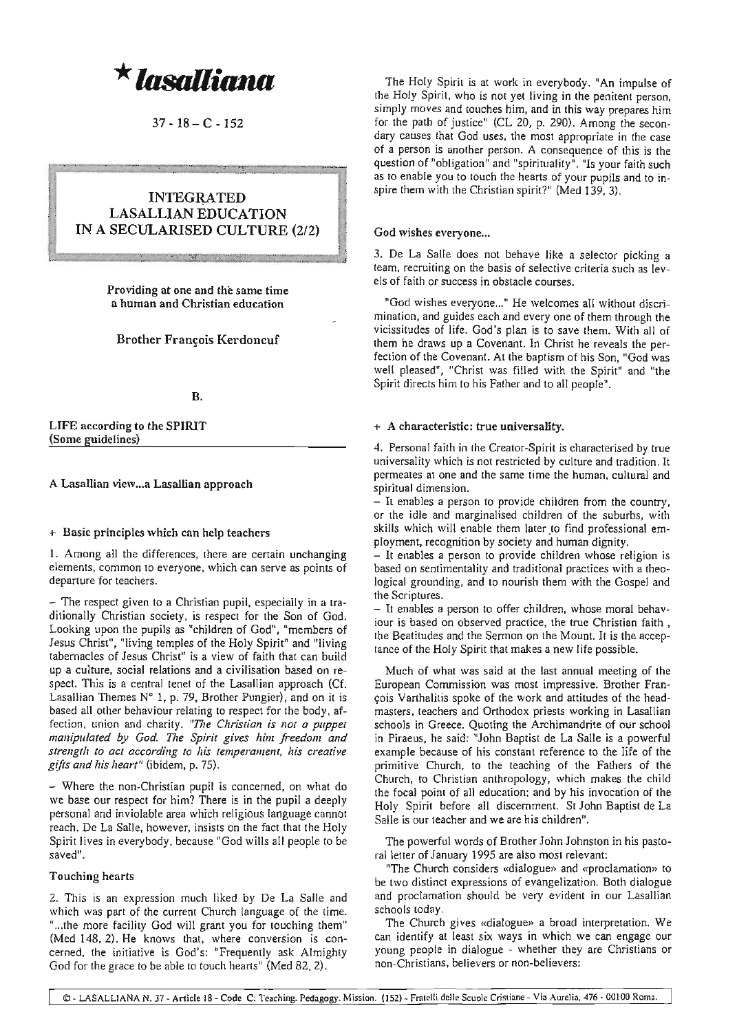# ★ lasalliana

37 - 18 – C - 152

## INTEGRATED LASALLIAN EDUCATION IN A SECULARISED CULTURE (2/2)

**Providing at one and the same time a human and Christian education**

**Brother François Kerdoncuf**

**B.**

### LIFE according to the SPIRIT (Some guidelines)

#### A Lasallian view...a Lasallian approach

**+ Basic principles which can help teachers**

1. Among all the differences, there are certain unchanging elements, common to everyone, which can serve as points of departure for teachers.

– The respect given to a Christian pupil, especially in a traditionally Christian society, is respect for the Son of God. Looking upon the pupils as "children of God", "members of Jesus Christ", "living temples of the Holy Spirit" and "living tabernacles of Jesus Christ" is a view of faith that can build up a culture, social relations and a civilisation based on respect. This is a central tenet of the Lasallian approach (Cf. Lasallian Themes N° 1, p. 79, Brother Pungier), and on it is based all other behaviour relating to respect for the body, affection, union and charity. *"The Christian is not a puppet manipulated by God. The Spirit gives him freedom and strength to act according to his temperament, his creative gifts and his heart"* (ibidem, p. 75).

– Where the non-Christian pupil is concerned, on what do we base our respect for him? There is in the pupil a deeply personal and inviolable area which religious language cannot reach. De La Salle, however, insists on the fact that the Holy Spirit lives in everybody, because "God wills all people to be saved".

#### Touching hearts

2. This is an expression much liked by De La Salle and which was part of the current Church language of the time. "...the more facility God will grant you for touching them" (Med 148, 2). He knows that, where conversion is concerned, the initiative is God's: "Frequently ask Almighty God for the grace to be able to touch hearts" (Med 82, 2).

The Holy Spirit is at work in everybody. "An impulse of the Holy Spirit, who is not yet living in the penitent person, simply moves and touches him, and in this way prepares him for the path of justice" (CL 20, p. 290). Among the secondary causes that God uses, the most appropriate in the case of a person is another person. A consequence of this is the question of "obligation" and "spirituality". "Is your faith such as to enable you to touch the hearts of your pupils and to inspire them with the Christian spirit?" (Med 139, 3).

#### God wishes everyone...

3. De La Salle does not behave like a selector picking a team, recruiting on the basis of selective criteria such as levels of faith or success in obstacle courses.

"God wishes everyone..." He welcomes all without discrimination, and guides each and every one of them through the vicissitudes of life. God's plan is to save them. With all of them he draws up a Covenant. In Christ he reveals the perfection of the Covenant. At the baptism of his Son, "God was well pleased", "Christ was filled with the Spirit" and "the Spirit directs him to his Father and to all people".

**+ A characteristic: true universality.**

4. Personal faith in the Creator-Spirit is characterised by true universality which is not restricted by culture and tradition. It permeates at one and the same time the human, cultural and spiritual dimension.

– It enables a person to provide children from the country, or the idle and marginalised children of the suburbs, with skills which will enable them later to find professional employment, recognition by society and human dignity.

– It enables a person to provide children whose religion is based on sentimentality and traditional practices with a theological grounding, and to nourish them with the Gospel and the Scriptures.

– It enables a person to offer children, whose moral behaviour is based on observed practice, the true Christian faith , the Beatitudes and the Sermon on the Mount. It is the acceptance of the Holy Spirit that makes a new life possible.

Much of what was said at the last annual meeting of the European Commission was most impressive. Brother François Varthalitis spoke of the work and attitudes of the headmasters, teachers and Orthodox priests working in Lasallian schools in Greece. Quoting the Archimandrite of our school in Piraeus, he said: "John Baptist de La Salle is a powerful example because of his constant reference to the life of the primitive Church, to the teaching of the Fathers of the Church, to Christian anthropology, which makes the child the focal point of all education; and by his invocation of the Holy Spirit before all discernment. St John Baptist de La Salle is our teacher and we are his children".

The powerful words of Brother John Johnston in his pastoral letter of January 1995 are also most relevant:

"The Church considers «dialogue» and «proclamation» to be two distinct expressions of evangelization. Both dialogue and proclamation should be very evident in our Lasallian schools today.

The Church gives «dialogue» a broad interpretation. We can identify at least six ways in which we can engage our young people in dialogue - whether they are Christians or non-Christians, believers or non-believers: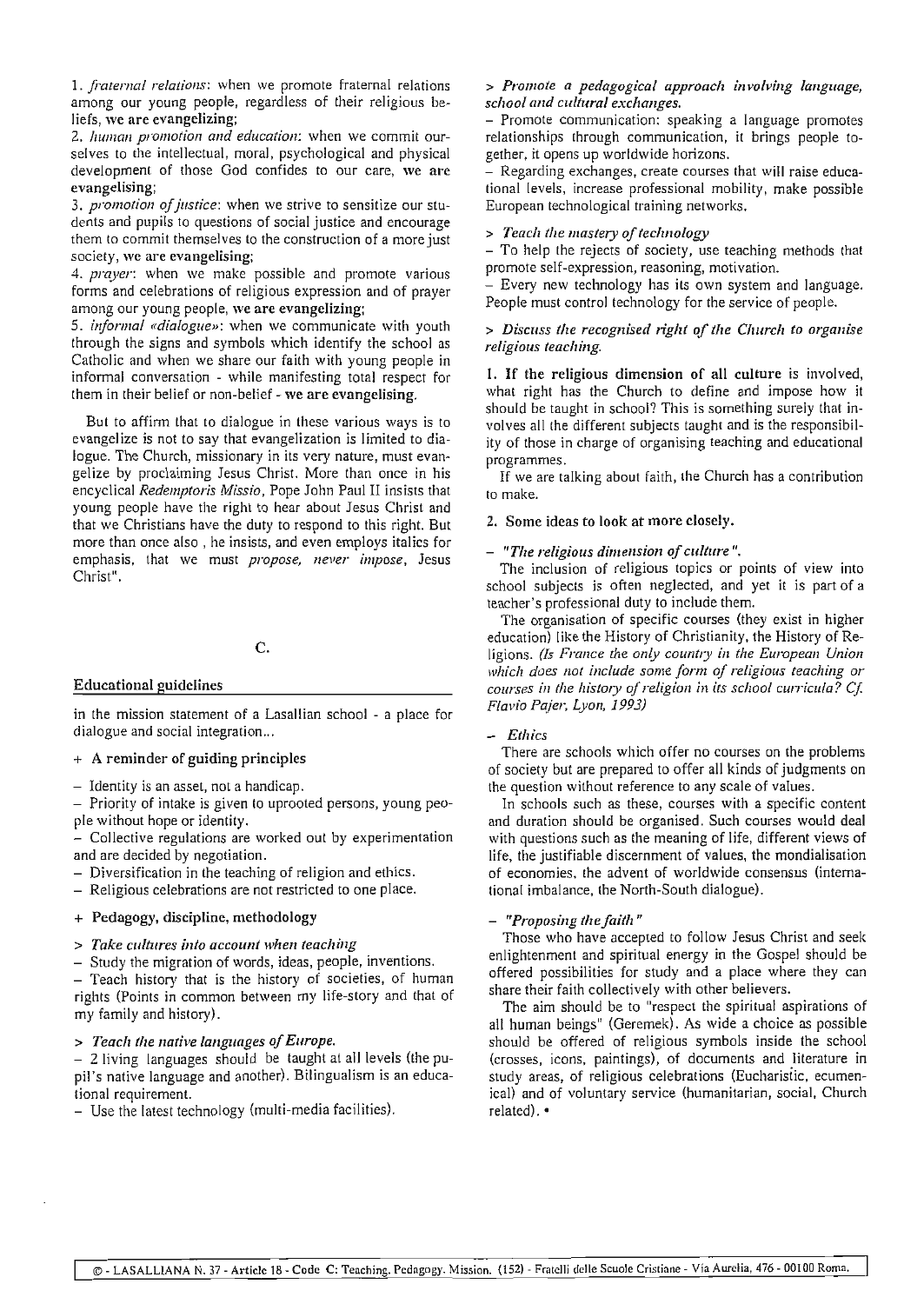1. *fraternal relations*: when we promote fraternal relations among our young people, regardless of their religious beliefs, **we are evangelizing**;

2. *human promotion and education*: when we commit ourselves to the intellectual, moral, psychological and physical development of those God confides to our care, **we are evangelising**;

3. *promotion of justice*: when we strive to sensitize our students and pupils to questions of social justice and encourage them to commit themselves to the construction of a more just society, **we are evangelising**;

4. *prayer*: when we make possible and promote various forms and celebrations of religious expression and of prayer among our young people, **we are evangelizing**;

5. *informal «dialogue»*: when we communicate with youth through the signs and symbols which identify the school as Catholic and when we share our faith with young people in informal conversation - while manifesting total respect for them in their belief or non-belief - **we are evangelising**.

But to affirm that to dialogue in these various ways is to evangelize is not to say that evangelization is limited to dialogue. The Church, missionary in its very nature, must evangelize by proclaiming Jesus Christ. More than once in his encyclical *Redemptoris Missio*, Pope John Paul II insists that young people have the right to hear about Jesus Christ and that we Christians have the duty to respond to this right. But more than once also , he insists, and even employs italics for emphasis, that we must *propose, never impose*, Jesus Christ".

## C.

### Educational guidelines

in the mission statement of a Lasallian school - a place for dialogue and social integration...

**+ A reminder of guiding principles**

- Identity is an asset, not a handicap.
- Priority of intake is given to uprooted persons, young people without hope or identity.
- Collective regulations are worked out by experimentation and are decided by negotiation.
- Diversification in the teaching of religion and ethics.
- Religious celebrations are not restricted to one place.

**+ Pedagogy, discipline, methodology**

> *Take cultures into account when teaching*

- Study the migration of words, ideas, people, inventions.
- Teach history that is the history of societies, of human rights (Points in common between my life-story and that of my family and history).

> *Teach the native languages of Europe.*

- 2 living languages should be taught at all levels (the pupil's native language and another). Bilingualism is an educational requirement.
- Use the latest technology (multi-media facilities).

> *Promote a pedagogical approach involving language, school and cultural exchanges.*

- Promote communication: speaking a language promotes relationships through communication, it brings people together, it opens up worldwide horizons.
- Regarding exchanges, create courses that will raise educational levels, increase professional mobility, make possible European technological training networks.

> *Teach the mastery of technology*

- To help the rejects of society, use teaching methods that promote self-expression, reasoning, motivation.
- Every new technology has its own system and language. People must control technology for the service of people.

> *Discuss the recognised right of the Church to organise religious teaching.*

**1. If the religious dimension of all culture** is involved, what right has the Church to define and impose how it should be taught in school? This is something surely that involves all the different subjects taught and is the responsibility of those in charge of organising teaching and educational programmes.

If we are talking about faith, the Church has a contribution to make.

**2. Some ideas to look at more closely.**

- *"The religious dimension of culture".*

The inclusion of religious topics or points of view into school subjects is often neglected, and yet it is part of a teacher's professional duty to include them.

The organisation of specific courses (they exist in higher education) like the History of Christianity, the History of Religions. *(Is France the only country in the European Union which does not include some form of religious teaching or courses in the history of religion in its school curricula? Cf. Flavio Pajer, Lyon, 1993)*

- *Ethics*

There are schools which offer no courses on the problems of society but are prepared to offer all kinds of judgments on the question without reference to any scale of values.

In schools such as these, courses with a specific content and duration should be organised. Such courses would deal with questions such as the meaning of life, different views of life, the justifiable discernment of values, the mondialisation of economies, the advent of worldwide consensus (international imbalance, the North-South dialogue).

- *"Proposing the faith"*

Those who have accepted to follow Jesus Christ and seek enlightenment and spiritual energy in the Gospel should be offered possibilities for study and a place where they can share their faith collectively with other believers.

The aim should be to "respect the spiritual aspirations of all human beings" (Geremek). As wide a choice as possible should be offered of religious symbols inside the school (crosses, icons, paintings), of documents and literature in study areas, of religious celebrations (Eucharistic, ecumenical) and of voluntary service (humanitarian, social, Church related). •